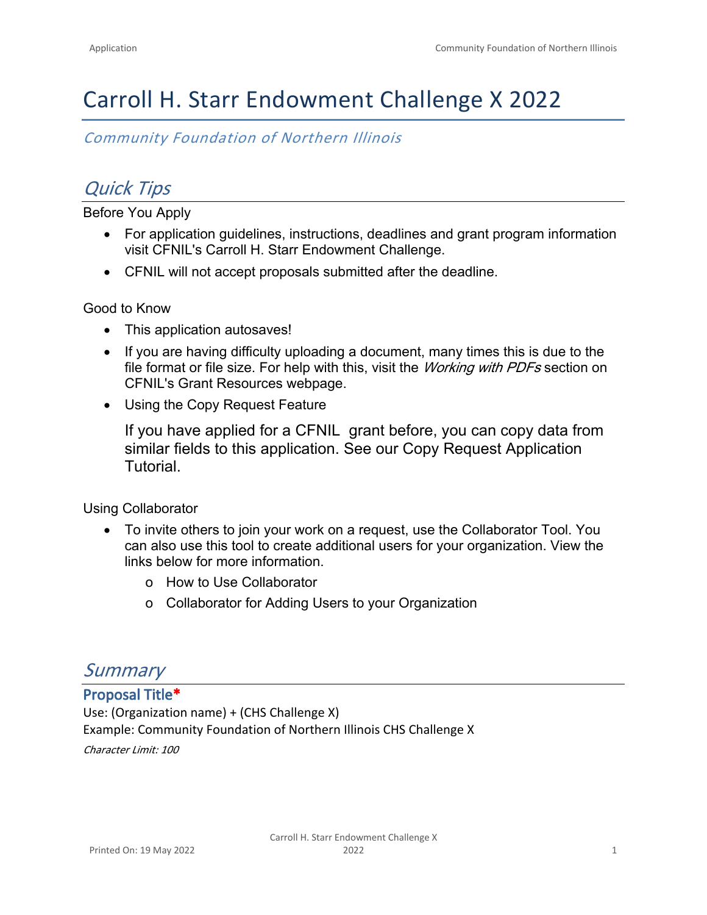# Carroll H. Starr Endowment Challenge X 2022

*Community Foundation of Northern Illinois*

## *Quick Tips*

Before You Apply

- For application guidelines, instructions, deadlines and grant program information visit CFNIL's Carroll H. Starr Endowment Challenge.
- CFNIL will not accept proposals submitted after the deadline.

Good to Know

- This application autosaves!
- If you are having difficulty uploading a document, many times this is due to the file format or file size. For help with this, visit the *Working with PDFs* section on CFNIL's Grant Resources webpage.
- Using the Copy Request Feature

  If you have applied for a CFNIL grant before, you can copy data from similar fields to this application. See our Copy Request Application Tutorial.

Using Collaborator

- To invite others to join your work on a request, use the Collaborator Tool. You can also use this tool to create additional users for your organization. View the links below for more information.
  - How to Use Collaborator
  - Collaborator for Adding Users to your Organization

## *Summary*

### Proposal Title*

Use: (Organization name) + (CHS Challenge X)

Example: Community Foundation of Northern Illinois CHS Challenge X

*Character Limit: 100*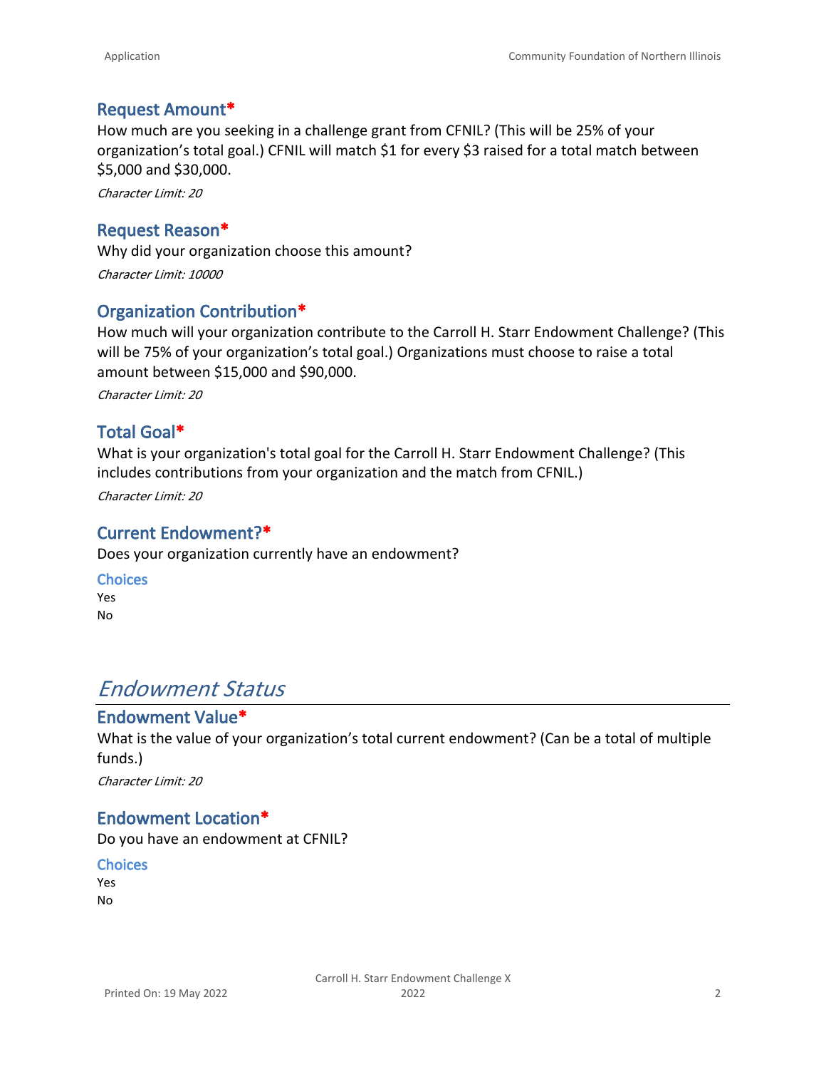### Request Amount*

How much are you seeking in a challenge grant from CFNIL? (This will be 25% of your organization's total goal.) CFNIL will match $1 for every $3 raised for a total match between $5,000 and $30,000.

*Character Limit: 20*

### Request Reason*

Why did your organization choose this amount?

*Character Limit: 10000*

### Organization Contribution*

How much will your organization contribute to the Carroll H. Starr Endowment Challenge? (This will be 75% of your organization's total goal.) Organizations must choose to raise a total amount between $15,000 and $90,000.

*Character Limit: 20*

### Total Goal*

What is your organization's total goal for the Carroll H. Starr Endowment Challenge? (This includes contributions from your organization and the match from CFNIL.)

*Character Limit: 20*

### Current Endowment?*

Does your organization currently have an endowment?

**Choices**

Yes

No

## *Endowment Status*

### Endowment Value*

What is the value of your organization's total current endowment? (Can be a total of multiple funds.)

*Character Limit: 20*

### Endowment Location*

Do you have an endowment at CFNIL?

**Choices**

Yes

No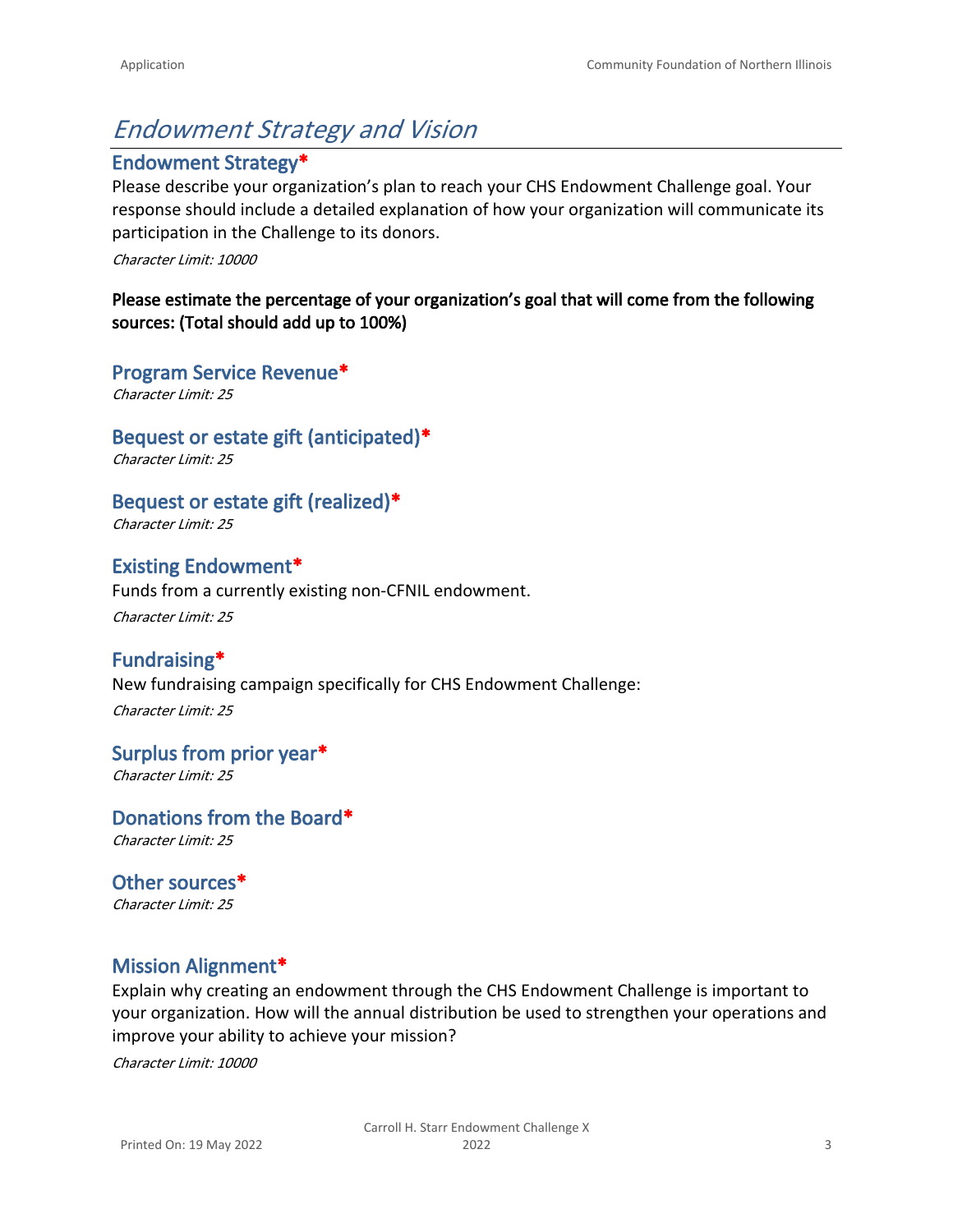# *Endowment Strategy and Vision*

## Endowment Strategy*

Please describe your organization's plan to reach your CHS Endowment Challenge goal. Your response should include a detailed explanation of how your organization will communicate its participation in the Challenge to its donors.

*Character Limit: 10000*

**Please estimate the percentage of your organization's goal that will come from the following sources: (Total should add up to 100%)**

## Program Service Revenue*

*Character Limit: 25*

## Bequest or estate gift (anticipated)*

*Character Limit: 25*

## Bequest or estate gift (realized)*

*Character Limit: 25*

## Existing Endowment*

Funds from a currently existing non-CFNIL endowment.

*Character Limit: 25*

## Fundraising*

New fundraising campaign specifically for CHS Endowment Challenge:

*Character Limit: 25*

## Surplus from prior year*

*Character Limit: 25*

## Donations from the Board*

*Character Limit: 25*

## Other sources*

*Character Limit: 25*

## Mission Alignment*

Explain why creating an endowment through the CHS Endowment Challenge is important to your organization. How will the annual distribution be used to strengthen your operations and improve your ability to achieve your mission?

*Character Limit: 10000*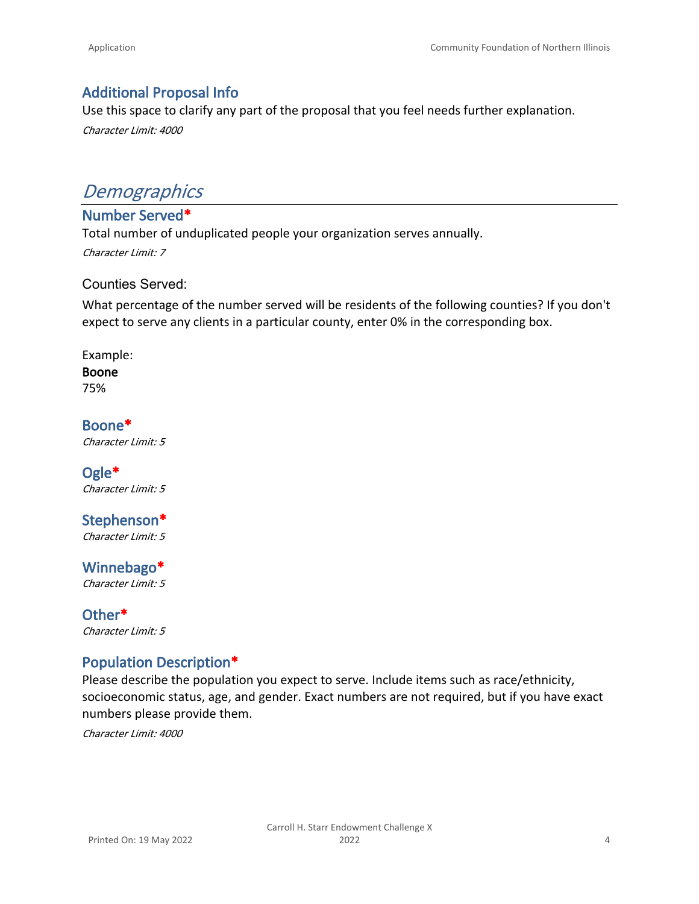### Additional Proposal Info

Use this space to clarify any part of the proposal that you feel needs further explanation.

*Character Limit: 4000*

## *Demographics*

### Number Served*

Total number of unduplicated people your organization serves annually.

*Character Limit: 7*

Counties Served:

What percentage of the number served will be residents of the following counties? If you don't expect to serve any clients in a particular county, enter 0% in the corresponding box.

Example:
**Boone**
75%

### Boone*

*Character Limit: 5*

### Ogle*

*Character Limit: 5*

### Stephenson*

*Character Limit: 5*

### Winnebago*

*Character Limit: 5*

### Other*

*Character Limit: 5*

### Population Description*

Please describe the population you expect to serve. Include items such as race/ethnicity, socioeconomic status, age, and gender. Exact numbers are not required, but if you have exact numbers please provide them.

*Character Limit: 4000*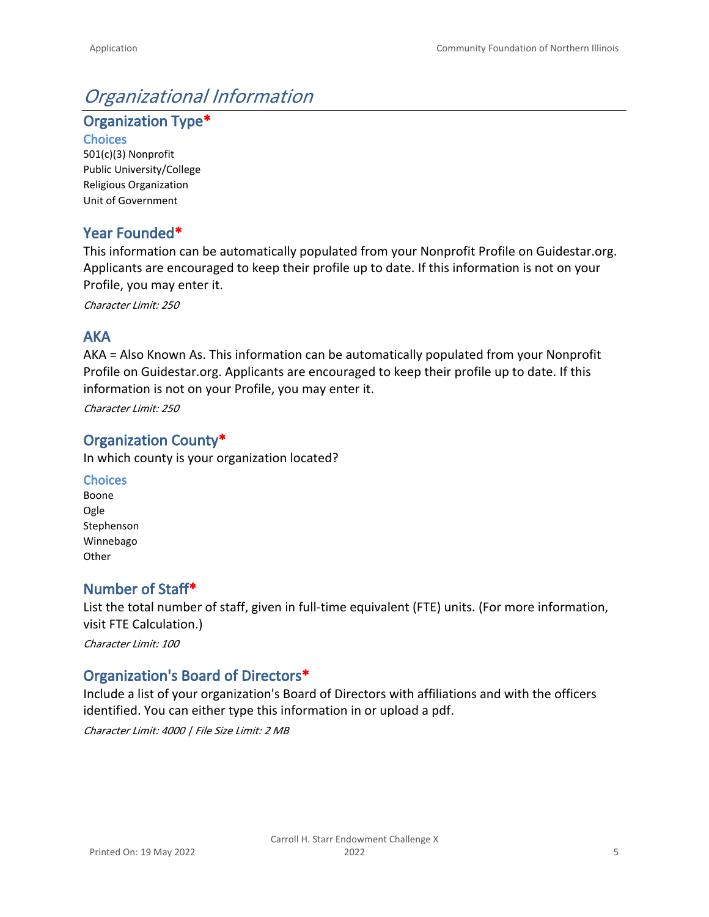# *Organizational Information*

## Organization Type*

### Choices

501(c)(3) Nonprofit
Public University/College
Religious Organization
Unit of Government

## Year Founded*

This information can be automatically populated from your Nonprofit Profile on Guidestar.org. Applicants are encouraged to keep their profile up to date. If this information is not on your Profile, you may enter it.

*Character Limit: 250*

## AKA

AKA = Also Known As. This information can be automatically populated from your Nonprofit Profile on Guidestar.org. Applicants are encouraged to keep their profile up to date. If this information is not on your Profile, you may enter it.

*Character Limit: 250*

## Organization County*

In which county is your organization located?

### Choices

Boone
Ogle
Stephenson
Winnebago
Other

## Number of Staff*

List the total number of staff, given in full-time equivalent (FTE) units. (For more information, visit FTE Calculation.)

*Character Limit: 100*

## Organization's Board of Directors*

Include a list of your organization's Board of Directors with affiliations and with the officers identified. You can either type this information in or upload a pdf.

*Character Limit: 4000 | File Size Limit: 2 MB*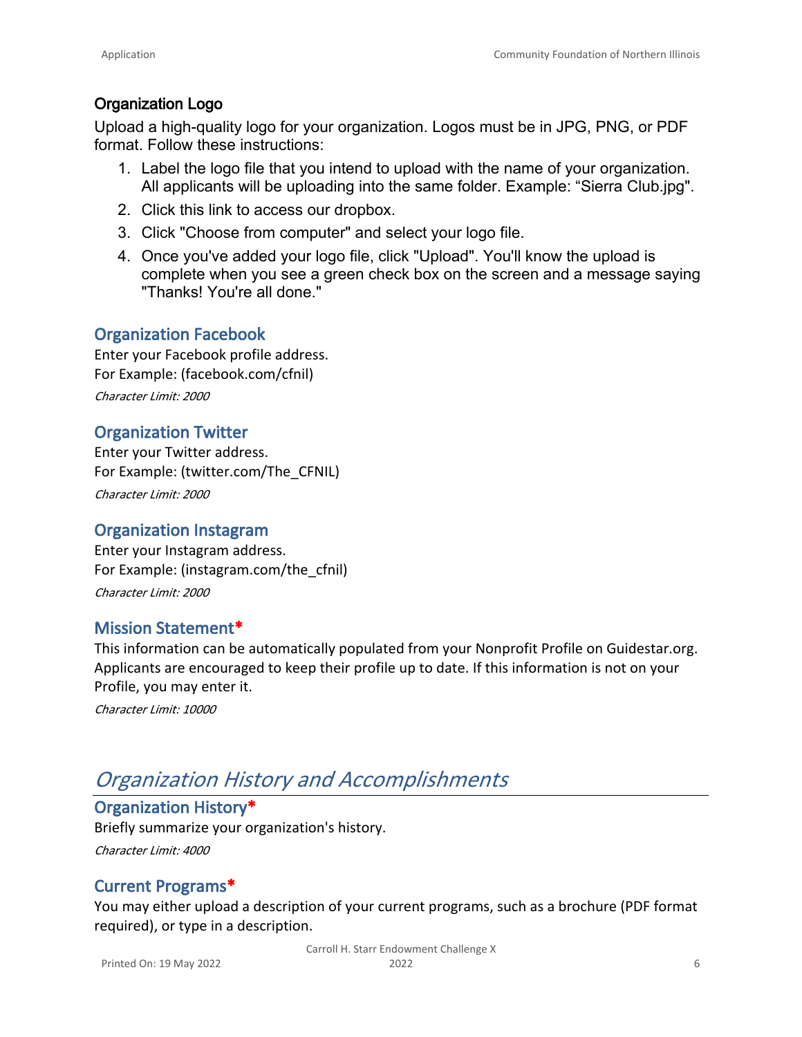### Organization Logo

Upload a high-quality logo for your organization. Logos must be in JPG, PNG, or PDF format. Follow these instructions:

1. Label the logo file that you intend to upload with the name of your organization. All applicants will be uploading into the same folder. Example: “Sierra Club.jpg".
2. Click this link to access our dropbox.
3. Click "Choose from computer" and select your logo file.
4. Once you've added your logo file, click "Upload". You'll know the upload is complete when you see a green check box on the screen and a message saying "Thanks! You're all done."

### Organization Facebook

Enter your Facebook profile address.
For Example: (facebook.com/cfnil)

*Character Limit: 2000*

### Organization Twitter

Enter your Twitter address.
For Example: (twitter.com/The_CFNIL)

*Character Limit: 2000*

### Organization Instagram

Enter your Instagram address.
For Example: (instagram.com/the_cfnil)

*Character Limit: 2000*

### Mission Statement*

This information can be automatically populated from your Nonprofit Profile on Guidestar.org. Applicants are encouraged to keep their profile up to date. If this information is not on your Profile, you may enter it.

*Character Limit: 10000*

## *Organization History and Accomplishments*

### Organization History*

Briefly summarize your organization's history.

*Character Limit: 4000*

### Current Programs*

You may either upload a description of your current programs, such as a brochure (PDF format required), or type in a description.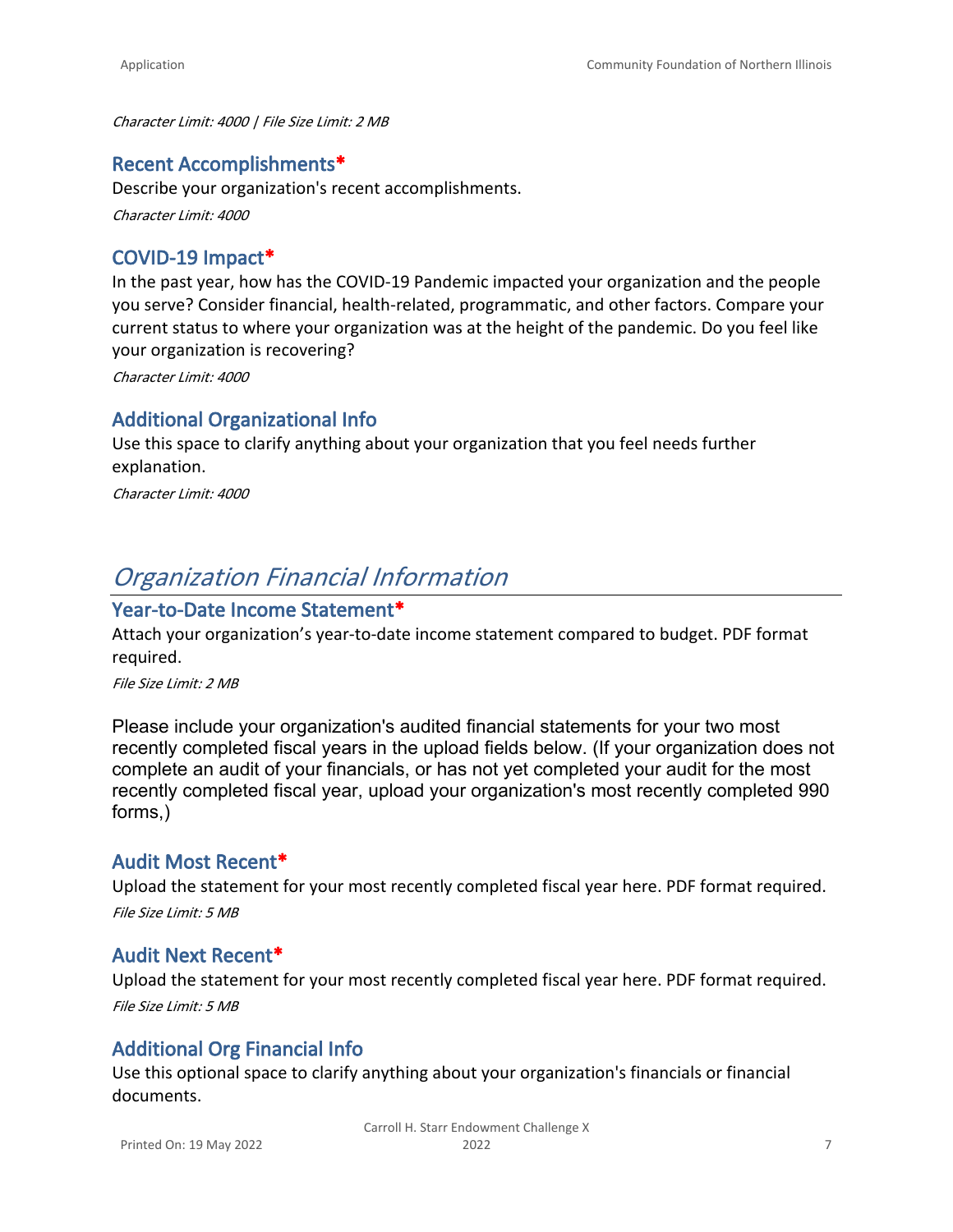*Character Limit: 4000 | File Size Limit: 2 MB*

### Recent Accomplishments*

Describe your organization's recent accomplishments.

*Character Limit: 4000*

### COVID-19 Impact*

In the past year, how has the COVID-19 Pandemic impacted your organization and the people you serve? Consider financial, health-related, programmatic, and other factors. Compare your current status to where your organization was at the height of the pandemic. Do you feel like your organization is recovering?

*Character Limit: 4000*

### Additional Organizational Info

Use this space to clarify anything about your organization that you feel needs further explanation.

*Character Limit: 4000*

## *Organization Financial Information*

### Year-to-Date Income Statement*

Attach your organization's year-to-date income statement compared to budget. PDF format required.

*File Size Limit: 2 MB*

Please include your organization's audited financial statements for your two most recently completed fiscal years in the upload fields below. (If your organization does not complete an audit of your financials, or has not yet completed your audit for the most recently completed fiscal year, upload your organization's most recently completed 990 forms,)

### Audit Most Recent*

Upload the statement for your most recently completed fiscal year here. PDF format required.

*File Size Limit: 5 MB*

### Audit Next Recent*

Upload the statement for your most recently completed fiscal year here. PDF format required.

*File Size Limit: 5 MB*

### Additional Org Financial Info

Use this optional space to clarify anything about your organization's financials or financial documents.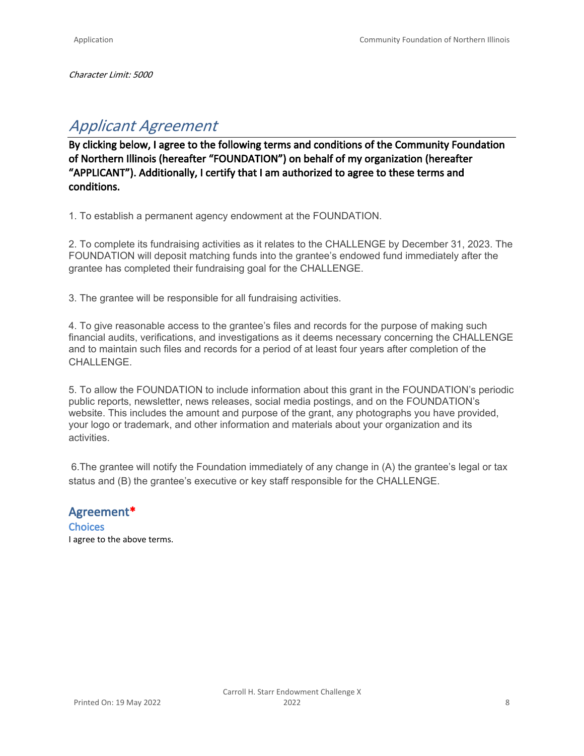*Character Limit: 5000*

## *Applicant Agreement*

**By clicking below, I agree to the following terms and conditions of the Community Foundation of Northern Illinois (hereafter "FOUNDATION") on behalf of my organization (hereafter "APPLICANT"). Additionally, I certify that I am authorized to agree to these terms and conditions.**

1. To establish a permanent agency endowment at the FOUNDATION.

2. To complete its fundraising activities as it relates to the CHALLENGE by December 31, 2023. The FOUNDATION will deposit matching funds into the grantee's endowed fund immediately after the grantee has completed their fundraising goal for the CHALLENGE.

3. The grantee will be responsible for all fundraising activities.

4. To give reasonable access to the grantee's files and records for the purpose of making such financial audits, verifications, and investigations as it deems necessary concerning the CHALLENGE and to maintain such files and records for a period of at least four years after completion of the CHALLENGE.

5. To allow the FOUNDATION to include information about this grant in the FOUNDATION's periodic public reports, newsletter, news releases, social media postings, and on the FOUNDATION's website. This includes the amount and purpose of the grant, any photographs you have provided, your logo or trademark, and other information and materials about your organization and its activities.

6.The grantee will notify the Foundation immediately of any change in (A) the grantee's legal or tax status and (B) the grantee's executive or key staff responsible for the CHALLENGE.

### Agreement*

#### Choices

I agree to the above terms.